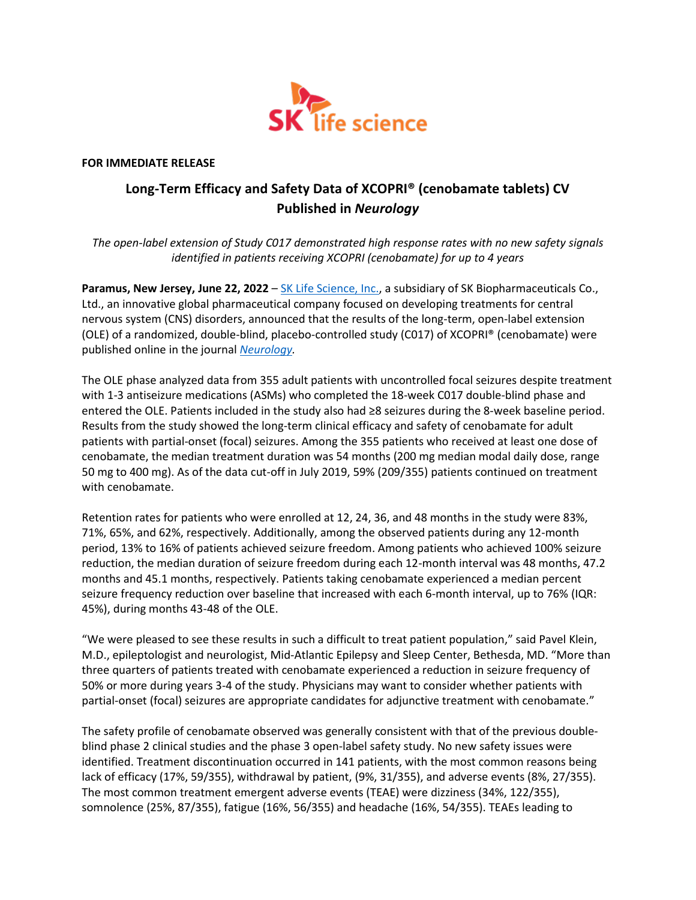SK life science

**FOR IMMEDIATE RELEASE**

# Long-Term Efficacy and Safety Data of XCOPRI® (cenobamate tablets) CV Published in *Neurology*

*The open-label extension of Study C017 demonstrated high response rates with no new safety signals identified in patients receiving XCOPRI (cenobamate) for up to 4 years*

**Paramus, New Jersey, June 22, 2022** – [SK Life Science, Inc.](), a subsidiary of SK Biopharmaceuticals Co., Ltd., an innovative global pharmaceutical company focused on developing treatments for central nervous system (CNS) disorders, announced that the results of the long-term, open-label extension (OLE) of a randomized, double-blind, placebo-controlled study (C017) of XCOPRI® (cenobamate) were published online in the journal [*Neurology*]().

The OLE phase analyzed data from 355 adult patients with uncontrolled focal seizures despite treatment with 1-3 antiseizure medications (ASMs) who completed the 18-week C017 double-blind phase and entered the OLE. Patients included in the study also had ≥8 seizures during the 8-week baseline period. Results from the study showed the long-term clinical efficacy and safety of cenobamate for adult patients with partial-onset (focal) seizures. Among the 355 patients who received at least one dose of cenobamate, the median treatment duration was 54 months (200 mg median modal daily dose, range 50 mg to 400 mg). As of the data cut-off in July 2019, 59% (209/355) patients continued on treatment with cenobamate.

Retention rates for patients who were enrolled at 12, 24, 36, and 48 months in the study were 83%, 71%, 65%, and 62%, respectively. Additionally, among the observed patients during any 12-month period, 13% to 16% of patients achieved seizure freedom. Among patients who achieved 100% seizure reduction, the median duration of seizure freedom during each 12-month interval was 48 months, 47.2 months and 45.1 months, respectively. Patients taking cenobamate experienced a median percent seizure frequency reduction over baseline that increased with each 6-month interval, up to 76% (IQR: 45%), during months 43-48 of the OLE.

"We were pleased to see these results in such a difficult to treat patient population," said Pavel Klein, M.D., epileptologist and neurologist, Mid-Atlantic Epilepsy and Sleep Center, Bethesda, MD. "More than three quarters of patients treated with cenobamate experienced a reduction in seizure frequency of 50% or more during years 3-4 of the study. Physicians may want to consider whether patients with partial-onset (focal) seizures are appropriate candidates for adjunctive treatment with cenobamate."

The safety profile of cenobamate observed was generally consistent with that of the previous double-blind phase 2 clinical studies and the phase 3 open-label safety study. No new safety issues were identified. Treatment discontinuation occurred in 141 patients, with the most common reasons being lack of efficacy (17%, 59/355), withdrawal by patient, (9%, 31/355), and adverse events (8%, 27/355). The most common treatment emergent adverse events (TEAE) were dizziness (34%, 122/355), somnolence (25%, 87/355), fatigue (16%, 56/355) and headache (16%, 54/355). TEAEs leading to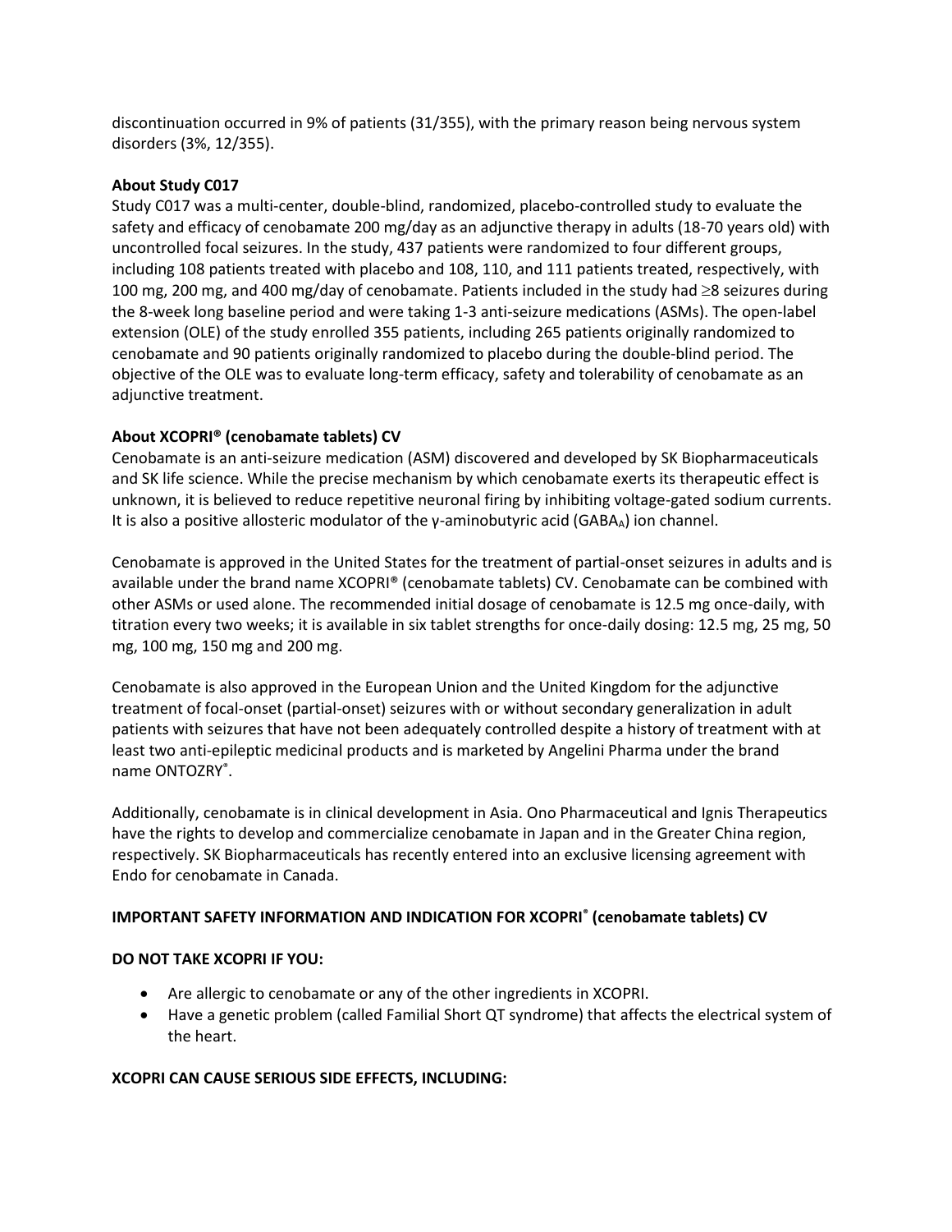discontinuation occurred in 9% of patients (31/355), with the primary reason being nervous system disorders (3%, 12/355).

**About Study C017**

Study C017 was a multi-center, double-blind, randomized, placebo-controlled study to evaluate the safety and efficacy of cenobamate 200 mg/day as an adjunctive therapy in adults (18-70 years old) with uncontrolled focal seizures. In the study, 437 patients were randomized to four different groups, including 108 patients treated with placebo and 108, 110, and 111 patients treated, respectively, with 100 mg, 200 mg, and 400 mg/day of cenobamate. Patients included in the study had ≥8 seizures during the 8-week long baseline period and were taking 1-3 anti-seizure medications (ASMs). The open-label extension (OLE) of the study enrolled 355 patients, including 265 patients originally randomized to cenobamate and 90 patients originally randomized to placebo during the double-blind period. The objective of the OLE was to evaluate long-term efficacy, safety and tolerability of cenobamate as an adjunctive treatment.

**About XCOPRI® (cenobamate tablets) CV**

Cenobamate is an anti-seizure medication (ASM) discovered and developed by SK Biopharmaceuticals and SK life science. While the precise mechanism by which cenobamate exerts its therapeutic effect is unknown, it is believed to reduce repetitive neuronal firing by inhibiting voltage-gated sodium currents. It is also a positive allosteric modulator of the γ-aminobutyric acid ($GABA_A$) ion channel.

Cenobamate is approved in the United States for the treatment of partial-onset seizures in adults and is available under the brand name XCOPRI® (cenobamate tablets) CV. Cenobamate can be combined with other ASMs or used alone. The recommended initial dosage of cenobamate is 12.5 mg once-daily, with titration every two weeks; it is available in six tablet strengths for once-daily dosing: 12.5 mg, 25 mg, 50 mg, 100 mg, 150 mg and 200 mg.

Cenobamate is also approved in the European Union and the United Kingdom for the adjunctive treatment of focal-onset (partial-onset) seizures with or without secondary generalization in adult patients with seizures that have not been adequately controlled despite a history of treatment with at least two anti-epileptic medicinal products and is marketed by Angelini Pharma under the brand name ONTOZRY®.

Additionally, cenobamate is in clinical development in Asia. Ono Pharmaceutical and Ignis Therapeutics have the rights to develop and commercialize cenobamate in Japan and in the Greater China region, respectively. SK Biopharmaceuticals has recently entered into an exclusive licensing agreement with Endo for cenobamate in Canada.

**IMPORTANT SAFETY INFORMATION AND INDICATION FOR XCOPRI® (cenobamate tablets) CV**

**DO NOT TAKE XCOPRI IF YOU:**

- Are allergic to cenobamate or any of the other ingredients in XCOPRI.
- Have a genetic problem (called Familial Short QT syndrome) that affects the electrical system of the heart.

**XCOPRI CAN CAUSE SERIOUS SIDE EFFECTS, INCLUDING:**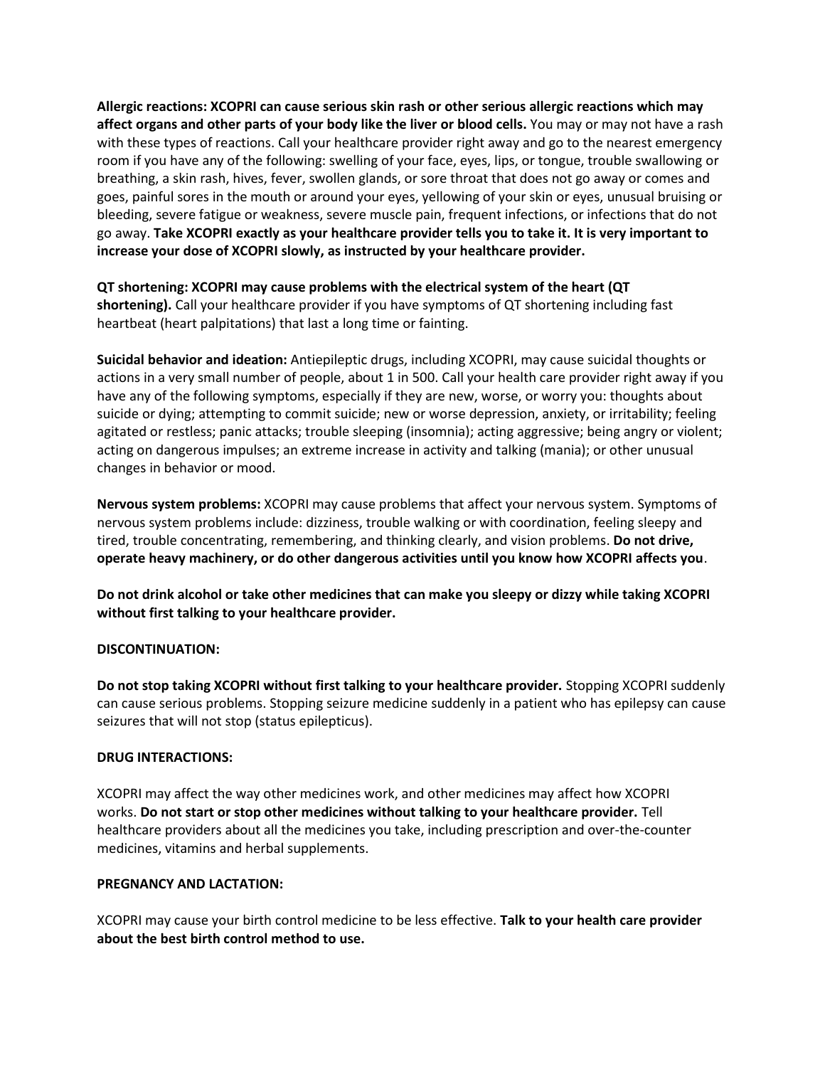**Allergic reactions: XCOPRI can cause serious skin rash or other serious allergic reactions which may affect organs and other parts of your body like the liver or blood cells.** You may or may not have a rash with these types of reactions. Call your healthcare provider right away and go to the nearest emergency room if you have any of the following: swelling of your face, eyes, lips, or tongue, trouble swallowing or breathing, a skin rash, hives, fever, swollen glands, or sore throat that does not go away or comes and goes, painful sores in the mouth or around your eyes, yellowing of your skin or eyes, unusual bruising or bleeding, severe fatigue or weakness, severe muscle pain, frequent infections, or infections that do not go away. **Take XCOPRI exactly as your healthcare provider tells you to take it. It is very important to increase your dose of XCOPRI slowly, as instructed by your healthcare provider.**

**QT shortening: XCOPRI may cause problems with the electrical system of the heart (QT shortening).** Call your healthcare provider if you have symptoms of QT shortening including fast heartbeat (heart palpitations) that last a long time or fainting.

**Suicidal behavior and ideation:** Antiepileptic drugs, including XCOPRI, may cause suicidal thoughts or actions in a very small number of people, about 1 in 500. Call your health care provider right away if you have any of the following symptoms, especially if they are new, worse, or worry you: thoughts about suicide or dying; attempting to commit suicide; new or worse depression, anxiety, or irritability; feeling agitated or restless; panic attacks; trouble sleeping (insomnia); acting aggressive; being angry or violent; acting on dangerous impulses; an extreme increase in activity and talking (mania); or other unusual changes in behavior or mood.

**Nervous system problems:** XCOPRI may cause problems that affect your nervous system. Symptoms of nervous system problems include: dizziness, trouble walking or with coordination, feeling sleepy and tired, trouble concentrating, remembering, and thinking clearly, and vision problems. **Do not drive, operate heavy machinery, or do other dangerous activities until you know how XCOPRI affects you**.

**Do not drink alcohol or take other medicines that can make you sleepy or dizzy while taking XCOPRI without first talking to your healthcare provider.**

**DISCONTINUATION:**

**Do not stop taking XCOPRI without first talking to your healthcare provider.** Stopping XCOPRI suddenly can cause serious problems. Stopping seizure medicine suddenly in a patient who has epilepsy can cause seizures that will not stop (status epilepticus).

**DRUG INTERACTIONS:**

XCOPRI may affect the way other medicines work, and other medicines may affect how XCOPRI works. **Do not start or stop other medicines without talking to your healthcare provider.** Tell healthcare providers about all the medicines you take, including prescription and over-the-counter medicines, vitamins and herbal supplements.

**PREGNANCY AND LACTATION:**

XCOPRI may cause your birth control medicine to be less effective. **Talk to your health care provider about the best birth control method to use.**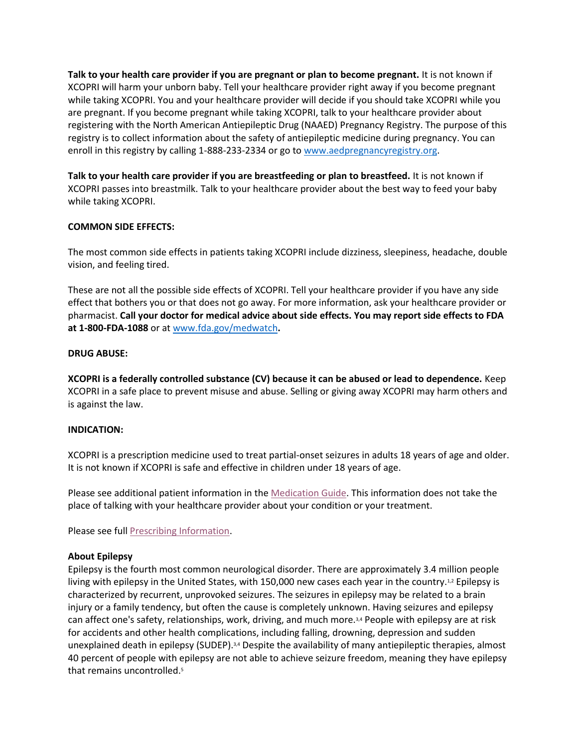**Talk to your health care provider if you are pregnant or plan to become pregnant.** It is not known if XCOPRI will harm your unborn baby. Tell your healthcare provider right away if you become pregnant while taking XCOPRI. You and your healthcare provider will decide if you should take XCOPRI while you are pregnant. If you become pregnant while taking XCOPRI, talk to your healthcare provider about registering with the North American Antiepileptic Drug (NAAED) Pregnancy Registry. The purpose of this registry is to collect information about the safety of antiepileptic medicine during pregnancy. You can enroll in this registry by calling 1-888-233-2334 or go to [www.aedpregnancyregistry.org](www.aedpregnancyregistry.org).

**Talk to your health care provider if you are breastfeeding or plan to breastfeed.** It is not known if XCOPRI passes into breastmilk. Talk to your healthcare provider about the best way to feed your baby while taking XCOPRI.

**COMMON SIDE EFFECTS:**

The most common side effects in patients taking XCOPRI include dizziness, sleepiness, headache, double vision, and feeling tired.

These are not all the possible side effects of XCOPRI. Tell your healthcare provider if you have any side effect that bothers you or that does not go away. For more information, ask your healthcare provider or pharmacist. **Call your doctor for medical advice about side effects. You may report side effects to FDA at 1-800-FDA-1088** or at [www.fda.gov/medwatch](www.fda.gov/medwatch)**.**

**DRUG ABUSE:**

**XCOPRI is a federally controlled substance (CV) because it can be abused or lead to dependence.** Keep XCOPRI in a safe place to prevent misuse and abuse. Selling or giving away XCOPRI may harm others and is against the law.

**INDICATION:**

XCOPRI is a prescription medicine used to treat partial-onset seizures in adults 18 years of age and older. It is not known if XCOPRI is safe and effective in children under 18 years of age.

Please see additional patient information in the Medication Guide. This information does not take the place of talking with your healthcare provider about your condition or your treatment.

Please see full Prescribing Information.

**About Epilepsy**

Epilepsy is the fourth most common neurological disorder. There are approximately 3.4 million people living with epilepsy in the United States, with 150,000 new cases each year in the country.[1,2] Epilepsy is characterized by recurrent, unprovoked seizures. The seizures in epilepsy may be related to a brain injury or a family tendency, but often the cause is completely unknown. Having seizures and epilepsy can affect one's safety, relationships, work, driving, and much more.[3,4] People with epilepsy are at risk for accidents and other health complications, including falling, drowning, depression and sudden unexplained death in epilepsy (SUDEP).[3,4] Despite the availability of many antiepileptic therapies, almost 40 percent of people with epilepsy are not able to achieve seizure freedom, meaning they have epilepsy that remains uncontrolled.[5]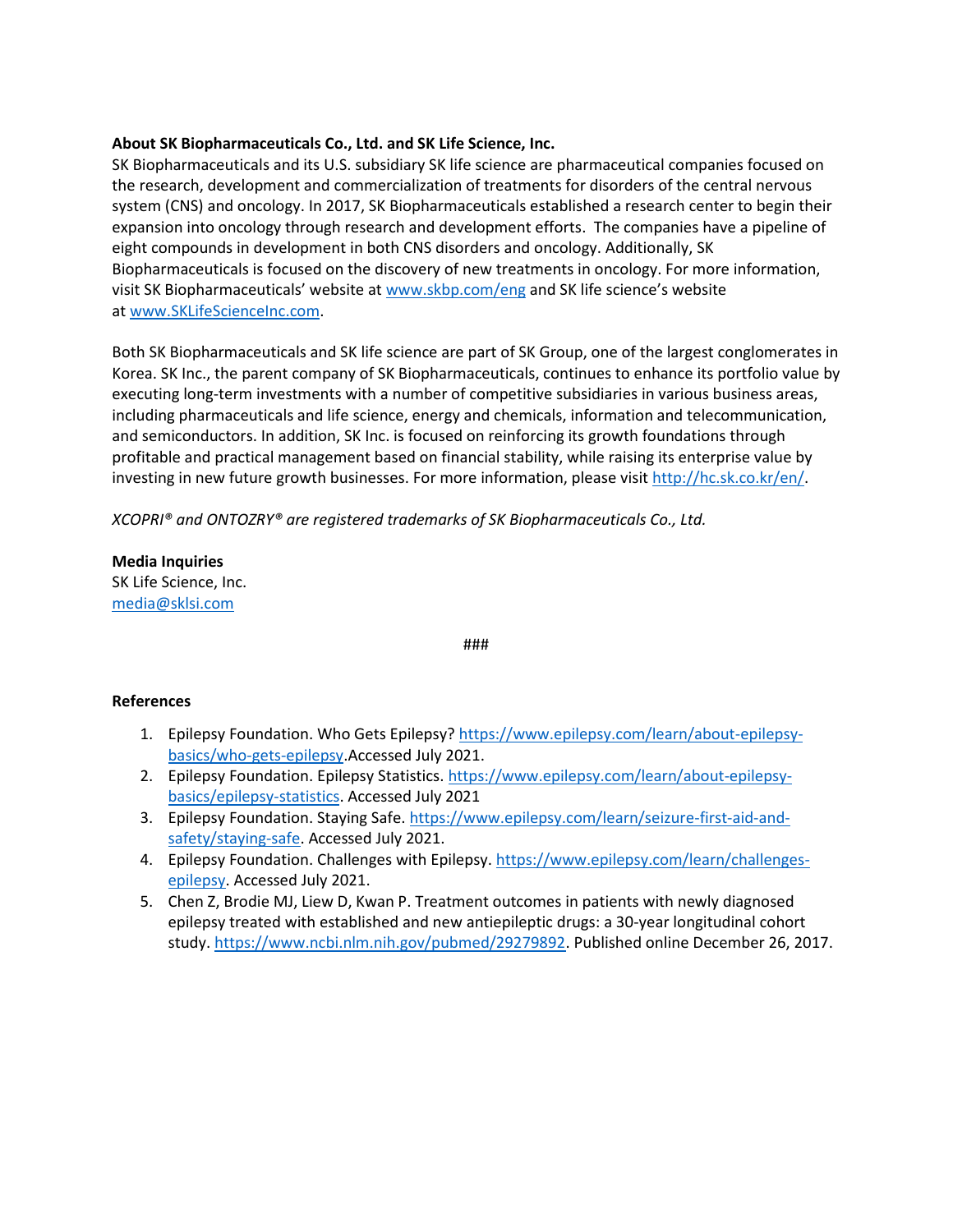**About SK Biopharmaceuticals Co., Ltd. and SK Life Science, Inc.**

SK Biopharmaceuticals and its U.S. subsidiary SK life science are pharmaceutical companies focused on the research, development and commercialization of treatments for disorders of the central nervous system (CNS) and oncology. In 2017, SK Biopharmaceuticals established a research center to begin their expansion into oncology through research and development efforts. The companies have a pipeline of eight compounds in development in both CNS disorders and oncology. Additionally, SK Biopharmaceuticals is focused on the discovery of new treatments in oncology. For more information, visit SK Biopharmaceuticals' website at [www.skbp.com/eng](http://www.skbp.com/eng) and SK life science's website at [www.SKLifeScienceInc.com](http://www.SKLifeScienceInc.com).

Both SK Biopharmaceuticals and SK life science are part of SK Group, one of the largest conglomerates in Korea. SK Inc., the parent company of SK Biopharmaceuticals, continues to enhance its portfolio value by executing long-term investments with a number of competitive subsidiaries in various business areas, including pharmaceuticals and life science, energy and chemicals, information and telecommunication, and semiconductors. In addition, SK Inc. is focused on reinforcing its growth foundations through profitable and practical management based on financial stability, while raising its enterprise value by investing in new future growth businesses. For more information, please visit [http://hc.sk.co.kr/en/](http://hc.sk.co.kr/en/).

*XCOPRI® and ONTOZRY® are registered trademarks of SK Biopharmaceuticals Co., Ltd.*

**Media Inquiries**
SK Life Science, Inc.
[media@sklsi.com](mailto:media@sklsi.com)

###

**References**

1. Epilepsy Foundation. Who Gets Epilepsy? [https://www.epilepsy.com/learn/about-epilepsy-basics/who-gets-epilepsy](https://www.epilepsy.com/learn/about-epilepsy-basics/who-gets-epilepsy).Accessed July 2021.
2. Epilepsy Foundation. Epilepsy Statistics. [https://www.epilepsy.com/learn/about-epilepsy-basics/epilepsy-statistics](https://www.epilepsy.com/learn/about-epilepsy-basics/epilepsy-statistics). Accessed July 2021
3. Epilepsy Foundation. Staying Safe. [https://www.epilepsy.com/learn/seizure-first-aid-and-safety/staying-safe](https://www.epilepsy.com/learn/seizure-first-aid-and-safety/staying-safe). Accessed July 2021.
4. Epilepsy Foundation. Challenges with Epilepsy. [https://www.epilepsy.com/learn/challenges-epilepsy](https://www.epilepsy.com/learn/challenges-epilepsy). Accessed July 2021.
5. Chen Z, Brodie MJ, Liew D, Kwan P. Treatment outcomes in patients with newly diagnosed epilepsy treated with established and new antiepileptic drugs: a 30-year longitudinal cohort study. [https://www.ncbi.nlm.nih.gov/pubmed/29279892](https://www.ncbi.nlm.nih.gov/pubmed/29279892). Published online December 26, 2017.